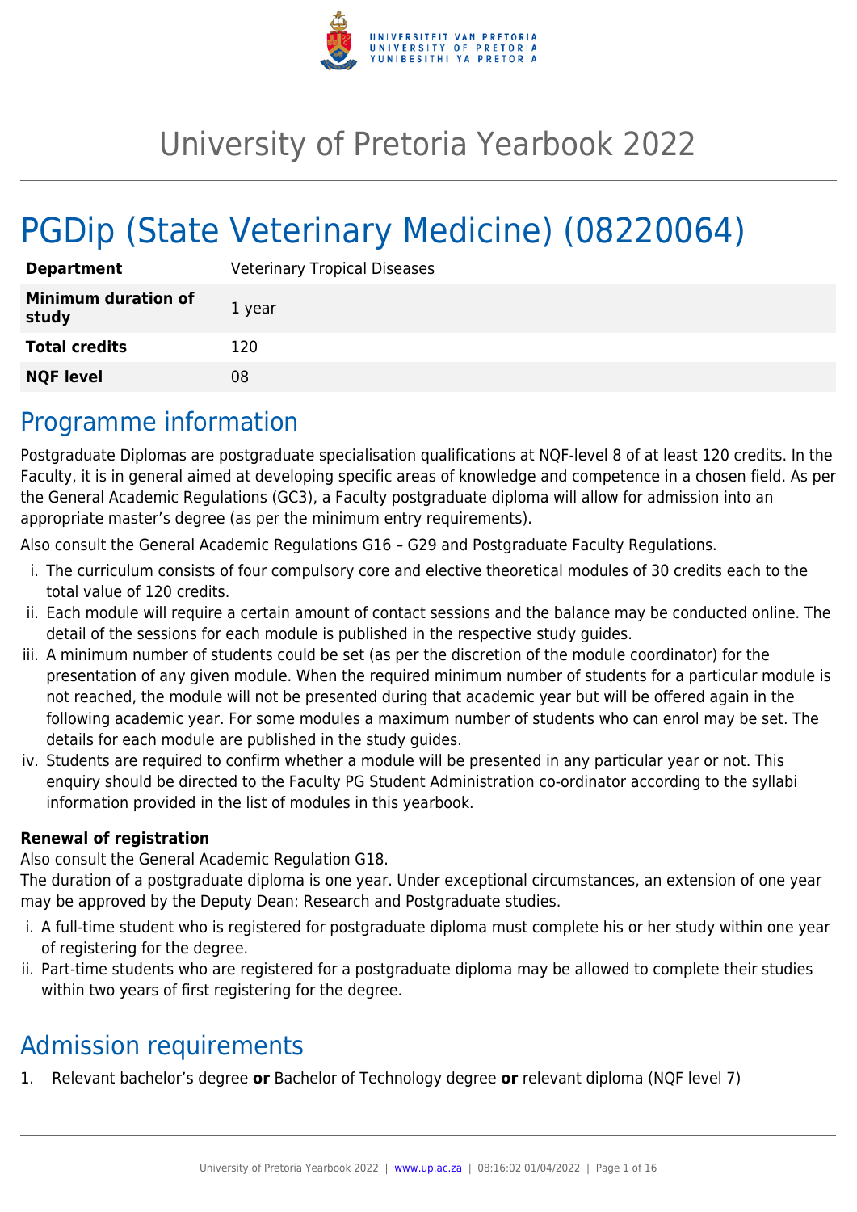# University of Pretoria Yearbook 2022

# PGDip (State Veterinary Medicine) (08220064)

| | |
|---|---|
| **Department** | Veterinary Tropical Diseases |
| **Minimum duration of study** | 1 year |
| **Total credits** | 120 |
| **NQF level** | 08 |

## Programme information

Postgraduate Diplomas are postgraduate specialisation qualifications at NQF-level 8 of at least 120 credits. In the Faculty, it is in general aimed at developing specific areas of knowledge and competence in a chosen field. As per the General Academic Regulations (GC3), a Faculty postgraduate diploma will allow for admission into an appropriate master's degree (as per the minimum entry requirements).

Also consult the General Academic Regulations G16 – G29 and Postgraduate Faculty Regulations.

i. The curriculum consists of four compulsory core and elective theoretical modules of 30 credits each to the total value of 120 credits.
ii. Each module will require a certain amount of contact sessions and the balance may be conducted online. The detail of the sessions for each module is published in the respective study guides.
iii. A minimum number of students could be set (as per the discretion of the module coordinator) for the presentation of any given module. When the required minimum number of students for a particular module is not reached, the module will not be presented during that academic year but will be offered again in the following academic year. For some modules a maximum number of students who can enrol may be set. The details for each module are published in the study guides.
iv. Students are required to confirm whether a module will be presented in any particular year or not. This enquiry should be directed to the Faculty PG Student Administration co-ordinator according to the syllabi information provided in the list of modules in this yearbook.

**Renewal of registration**

Also consult the General Academic Regulation G18.

The duration of a postgraduate diploma is one year. Under exceptional circumstances, an extension of one year may be approved by the Deputy Dean: Research and Postgraduate studies.

i. A full-time student who is registered for postgraduate diploma must complete his or her study within one year of registering for the degree.
ii. Part-time students who are registered for a postgraduate diploma may be allowed to complete their studies within two years of first registering for the degree.

## Admission requirements

1. Relevant bachelor's degree **or** Bachelor of Technology degree **or** relevant diploma (NQF level 7)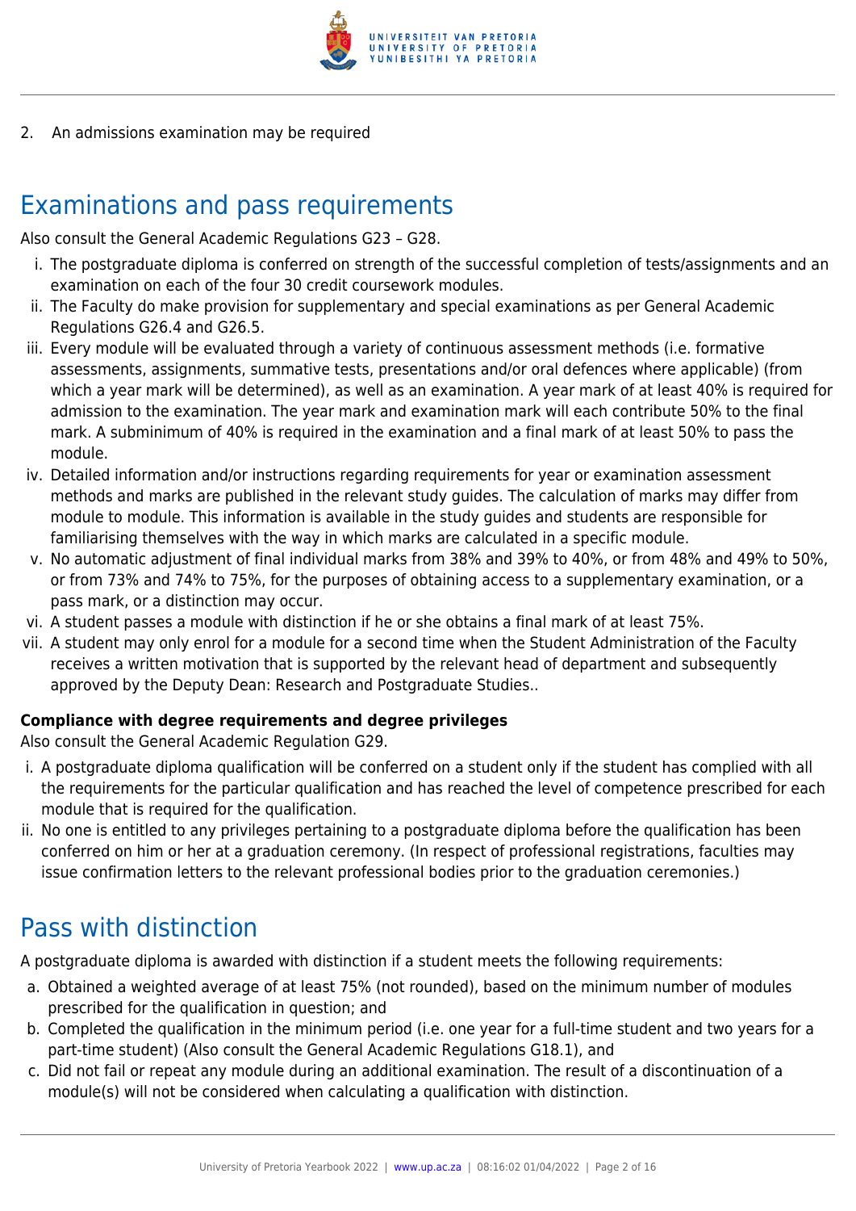2. An admissions examination may be required

## Examinations and pass requirements

Also consult the General Academic Regulations G23 – G28.

i. The postgraduate diploma is conferred on strength of the successful completion of tests/assignments and an examination on each of the four 30 credit coursework modules.
ii. The Faculty do make provision for supplementary and special examinations as per General Academic Regulations G26.4 and G26.5.
iii. Every module will be evaluated through a variety of continuous assessment methods (i.e. formative assessments, assignments, summative tests, presentations and/or oral defences where applicable) (from which a year mark will be determined), as well as an examination. A year mark of at least 40% is required for admission to the examination. The year mark and examination mark will each contribute 50% to the final mark. A subminimum of 40% is required in the examination and a final mark of at least 50% to pass the module.
iv. Detailed information and/or instructions regarding requirements for year or examination assessment methods and marks are published in the relevant study guides. The calculation of marks may differ from module to module. This information is available in the study guides and students are responsible for familiarising themselves with the way in which marks are calculated in a specific module.
v. No automatic adjustment of final individual marks from 38% and 39% to 40%, or from 48% and 49% to 50%, or from 73% and 74% to 75%, for the purposes of obtaining access to a supplementary examination, or a pass mark, or a distinction may occur.
vi. A student passes a module with distinction if he or she obtains a final mark of at least 75%.
vii. A student may only enrol for a module for a second time when the Student Administration of the Faculty receives a written motivation that is supported by the relevant head of department and subsequently approved by the Deputy Dean: Research and Postgraduate Studies..

**Compliance with degree requirements and degree privileges**

Also consult the General Academic Regulation G29.

i. A postgraduate diploma qualification will be conferred on a student only if the student has complied with all the requirements for the particular qualification and has reached the level of competence prescribed for each module that is required for the qualification.
ii. No one is entitled to any privileges pertaining to a postgraduate diploma before the qualification has been conferred on him or her at a graduation ceremony. (In respect of professional registrations, faculties may issue confirmation letters to the relevant professional bodies prior to the graduation ceremonies.)

## Pass with distinction

A postgraduate diploma is awarded with distinction if a student meets the following requirements:

a. Obtained a weighted average of at least 75% (not rounded), based on the minimum number of modules prescribed for the qualification in question; and
b. Completed the qualification in the minimum period (i.e. one year for a full-time student and two years for a part-time student) (Also consult the General Academic Regulations G18.1), and
c. Did not fail or repeat any module during an additional examination. The result of a discontinuation of a module(s) will not be considered when calculating a qualification with distinction.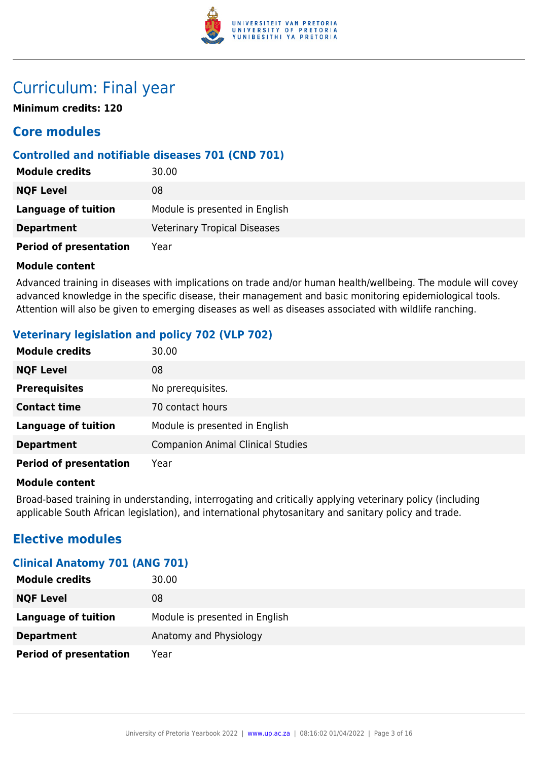# Curriculum: Final year

**Minimum credits: 120**

## Core modules

### Controlled and notifiable diseases 701 (CND 701)

| | |
|---|---|
| **Module credits** | 30.00 |
| **NQF Level** | 08 |
| **Language of tuition** | Module is presented in English |
| **Department** | Veterinary Tropical Diseases |
| **Period of presentation** | Year |

**Module content**

Advanced training in diseases with implications on trade and/or human health/wellbeing. The module will covey advanced knowledge in the specific disease, their management and basic monitoring epidemiological tools. Attention will also be given to emerging diseases as well as diseases associated with wildlife ranching.

### Veterinary legislation and policy 702 (VLP 702)

| | |
|---|---|
| **Module credits** | 30.00 |
| **NQF Level** | 08 |
| **Prerequisites** | No prerequisites. |
| **Contact time** | 70 contact hours |
| **Language of tuition** | Module is presented in English |
| **Department** | Companion Animal Clinical Studies |
| **Period of presentation** | Year |

**Module content**

Broad-based training in understanding, interrogating and critically applying veterinary policy (including applicable South African legislation), and international phytosanitary and sanitary policy and trade.

## Elective modules

### Clinical Anatomy 701 (ANG 701)

| | |
|---|---|
| **Module credits** | 30.00 |
| **NQF Level** | 08 |
| **Language of tuition** | Module is presented in English |
| **Department** | Anatomy and Physiology |
| **Period of presentation** | Year |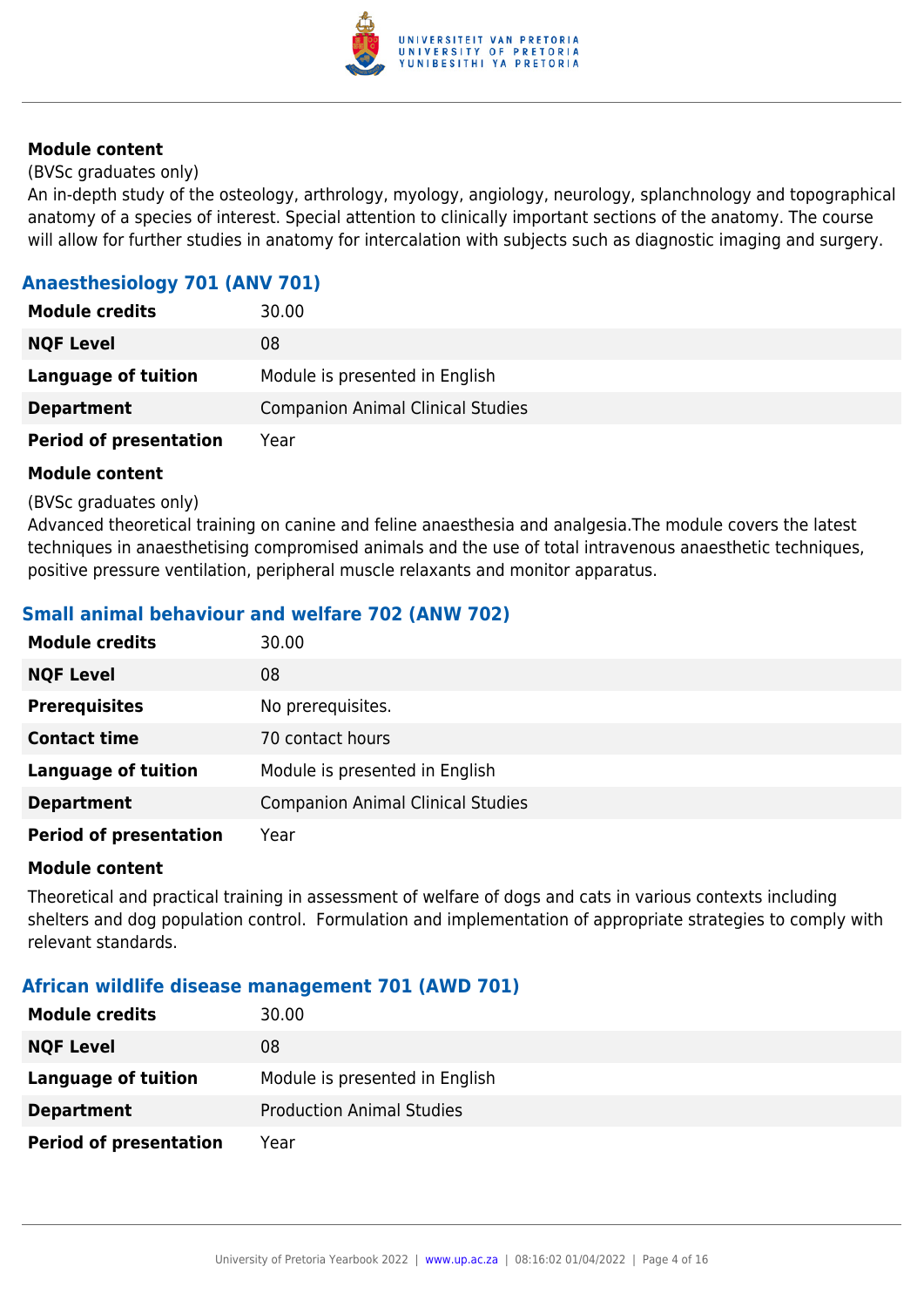**Module content**

(BVSc graduates only)
An in-depth study of the osteology, arthrology, myology, angiology, neurology, splanchnology and topographical anatomy of a species of interest. Special attention to clinically important sections of the anatomy. The course will allow for further studies in anatomy for intercalation with subjects such as diagnostic imaging and surgery.

### Anaesthesiology 701 (ANV 701)

| | |
|---|---|
| **Module credits** | 30.00 |
| **NQF Level** | 08 |
| **Language of tuition** | Module is presented in English |
| **Department** | Companion Animal Clinical Studies |
| **Period of presentation** | Year |

**Module content**

(BVSc graduates only)
Advanced theoretical training on canine and feline anaesthesia and analgesia.The module covers the latest techniques in anaesthetising compromised animals and the use of total intravenous anaesthetic techniques, positive pressure ventilation, peripheral muscle relaxants and monitor apparatus.

### Small animal behaviour and welfare 702 (ANW 702)

| | |
|---|---|
| **Module credits** | 30.00 |
| **NQF Level** | 08 |
| **Prerequisites** | No prerequisites. |
| **Contact time** | 70 contact hours |
| **Language of tuition** | Module is presented in English |
| **Department** | Companion Animal Clinical Studies |
| **Period of presentation** | Year |

**Module content**

Theoretical and practical training in assessment of welfare of dogs and cats in various contexts including shelters and dog population control. Formulation and implementation of appropriate strategies to comply with relevant standards.

### African wildlife disease management 701 (AWD 701)

| | |
|---|---|
| **Module credits** | 30.00 |
| **NQF Level** | 08 |
| **Language of tuition** | Module is presented in English |
| **Department** | Production Animal Studies |
| **Period of presentation** | Year |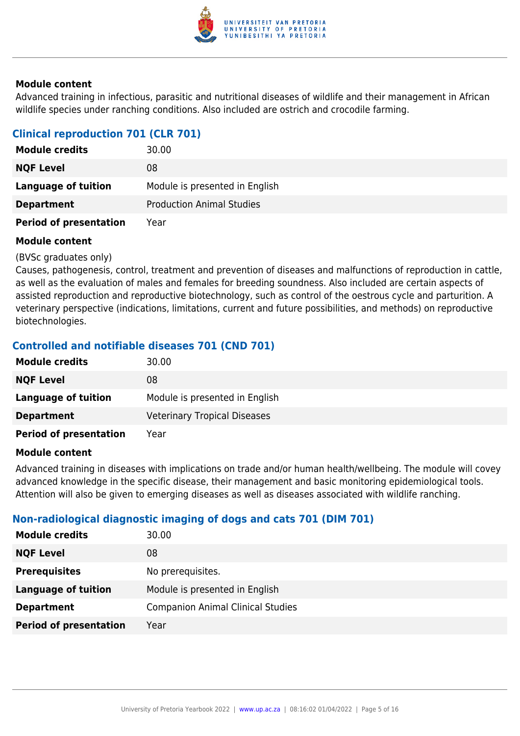#### Module content

Advanced training in infectious, parasitic and nutritional diseases of wildlife and their management in African wildlife species under ranching conditions. Also included are ostrich and crocodile farming.

### Clinical reproduction 701 (CLR 701)

| | |
|---|---|
| **Module credits** | 30.00 |
| **NQF Level** | 08 |
| **Language of tuition** | Module is presented in English |
| **Department** | Production Animal Studies |
| **Period of presentation** | Year |

#### Module content

(BVSc graduates only)
Causes, pathogenesis, control, treatment and prevention of diseases and malfunctions of reproduction in cattle, as well as the evaluation of males and females for breeding soundness. Also included are certain aspects of assisted reproduction and reproductive biotechnology, such as control of the oestrous cycle and parturition. A veterinary perspective (indications, limitations, current and future possibilities, and methods) on reproductive biotechnologies.

### Controlled and notifiable diseases 701 (CND 701)

| | |
|---|---|
| **Module credits** | 30.00 |
| **NQF Level** | 08 |
| **Language of tuition** | Module is presented in English |
| **Department** | Veterinary Tropical Diseases |
| **Period of presentation** | Year |

#### Module content

Advanced training in diseases with implications on trade and/or human health/wellbeing. The module will covey advanced knowledge in the specific disease, their management and basic monitoring epidemiological tools. Attention will also be given to emerging diseases as well as diseases associated with wildlife ranching.

### Non-radiological diagnostic imaging of dogs and cats 701 (DIM 701)

| | |
|---|---|
| **Module credits** | 30.00 |
| **NQF Level** | 08 |
| **Prerequisites** | No prerequisites. |
| **Language of tuition** | Module is presented in English |
| **Department** | Companion Animal Clinical Studies |
| **Period of presentation** | Year |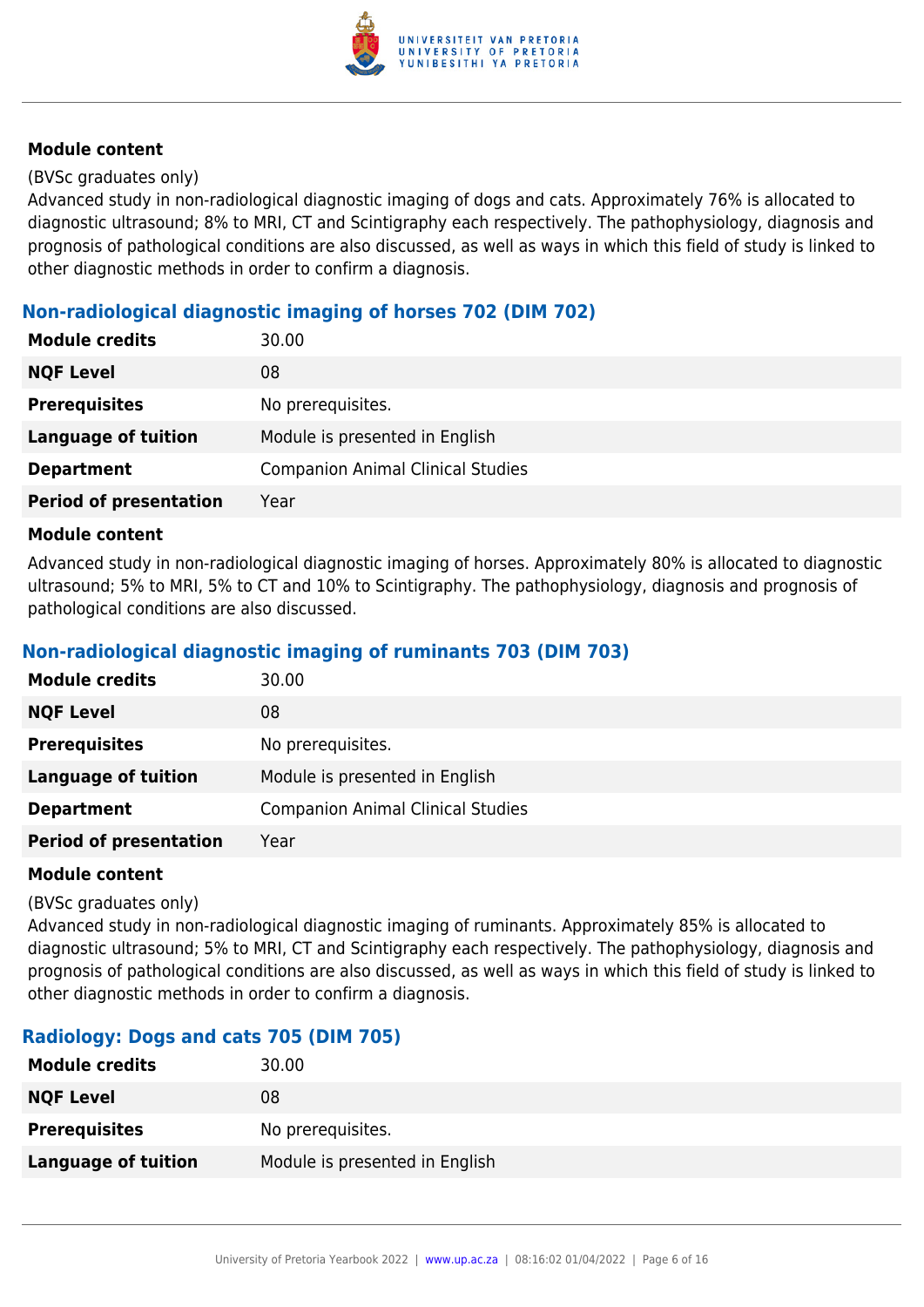#### Module content

(BVSc graduates only)
Advanced study in non-radiological diagnostic imaging of dogs and cats. Approximately 76% is allocated to diagnostic ultrasound; 8% to MRI, CT and Scintigraphy each respectively. The pathophysiology, diagnosis and prognosis of pathological conditions are also discussed, as well as ways in which this field of study is linked to other diagnostic methods in order to confirm a diagnosis.

### Non-radiological diagnostic imaging of horses 702 (DIM 702)

| | |
|---|---|
| **Module credits** | 30.00 |
| **NQF Level** | 08 |
| **Prerequisites** | No prerequisites. |
| **Language of tuition** | Module is presented in English |
| **Department** | Companion Animal Clinical Studies |
| **Period of presentation** | Year |

#### Module content

Advanced study in non-radiological diagnostic imaging of horses. Approximately 80% is allocated to diagnostic ultrasound; 5% to MRI, 5% to CT and 10% to Scintigraphy. The pathophysiology, diagnosis and prognosis of pathological conditions are also discussed.

### Non-radiological diagnostic imaging of ruminants 703 (DIM 703)

| | |
|---|---|
| **Module credits** | 30.00 |
| **NQF Level** | 08 |
| **Prerequisites** | No prerequisites. |
| **Language of tuition** | Module is presented in English |
| **Department** | Companion Animal Clinical Studies |
| **Period of presentation** | Year |

#### Module content

(BVSc graduates only)
Advanced study in non-radiological diagnostic imaging of ruminants. Approximately 85% is allocated to diagnostic ultrasound; 5% to MRI, CT and Scintigraphy each respectively. The pathophysiology, diagnosis and prognosis of pathological conditions are also discussed, as well as ways in which this field of study is linked to other diagnostic methods in order to confirm a diagnosis.

### Radiology: Dogs and cats 705 (DIM 705)

| | |
|---|---|
| **Module credits** | 30.00 |
| **NQF Level** | 08 |
| **Prerequisites** | No prerequisites. |
| **Language of tuition** | Module is presented in English |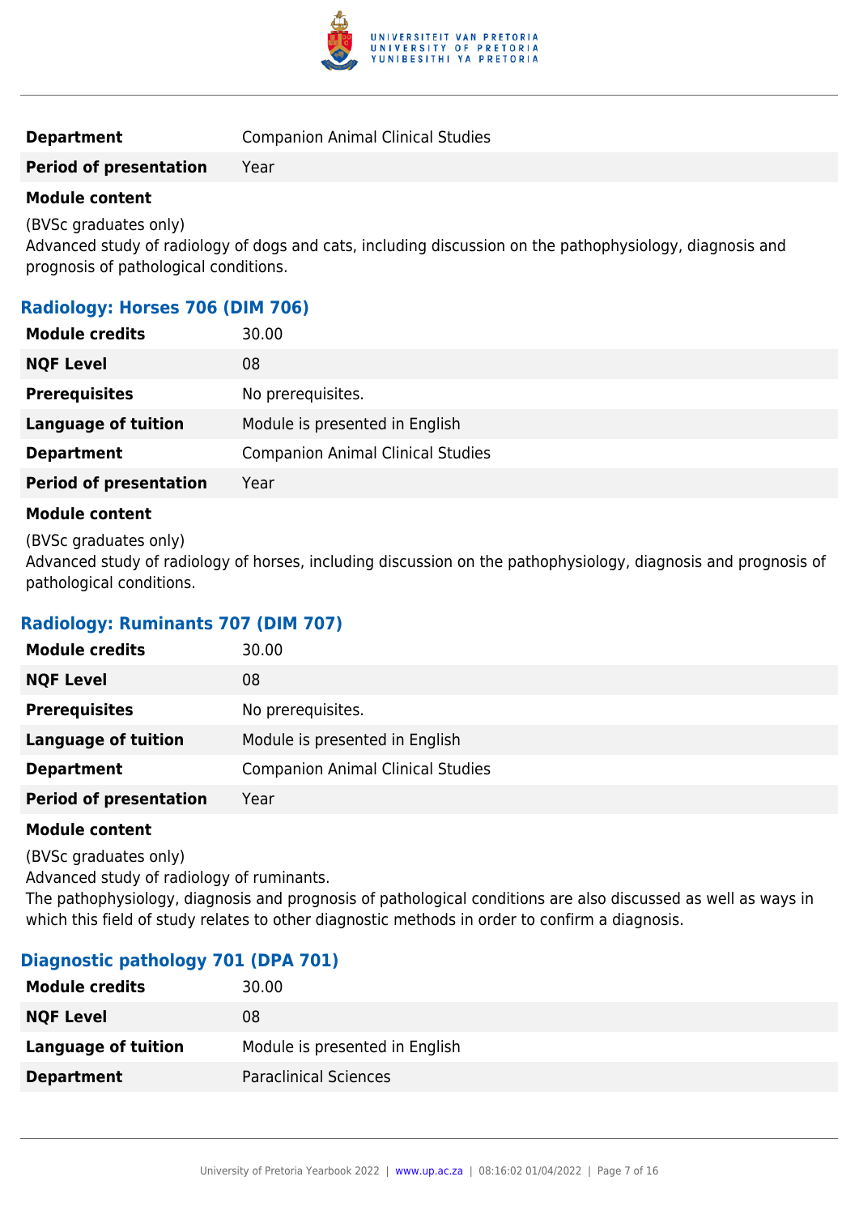| | |
|---|---|
| **Department** | Companion Animal Clinical Studies |
| **Period of presentation** | Year |

**Module content**

(BVSc graduates only)
Advanced study of radiology of dogs and cats, including discussion on the pathophysiology, diagnosis and prognosis of pathological conditions.

### Radiology: Horses 706 (DIM 706)

| | |
|---|---|
| **Module credits** | 30.00 |
| **NQF Level** | 08 |
| **Prerequisites** | No prerequisites. |
| **Language of tuition** | Module is presented in English |
| **Department** | Companion Animal Clinical Studies |
| **Period of presentation** | Year |

**Module content**

(BVSc graduates only)
Advanced study of radiology of horses, including discussion on the pathophysiology, diagnosis and prognosis of pathological conditions.

### Radiology: Ruminants 707 (DIM 707)

| | |
|---|---|
| **Module credits** | 30.00 |
| **NQF Level** | 08 |
| **Prerequisites** | No prerequisites. |
| **Language of tuition** | Module is presented in English |
| **Department** | Companion Animal Clinical Studies |
| **Period of presentation** | Year |

**Module content**

(BVSc graduates only)
Advanced study of radiology of ruminants.
The pathophysiology, diagnosis and prognosis of pathological conditions are also discussed as well as ways in which this field of study relates to other diagnostic methods in order to confirm a diagnosis.

### Diagnostic pathology 701 (DPA 701)

| | |
|---|---|
| **Module credits** | 30.00 |
| **NQF Level** | 08 |
| **Language of tuition** | Module is presented in English |
| **Department** | Paraclinical Sciences |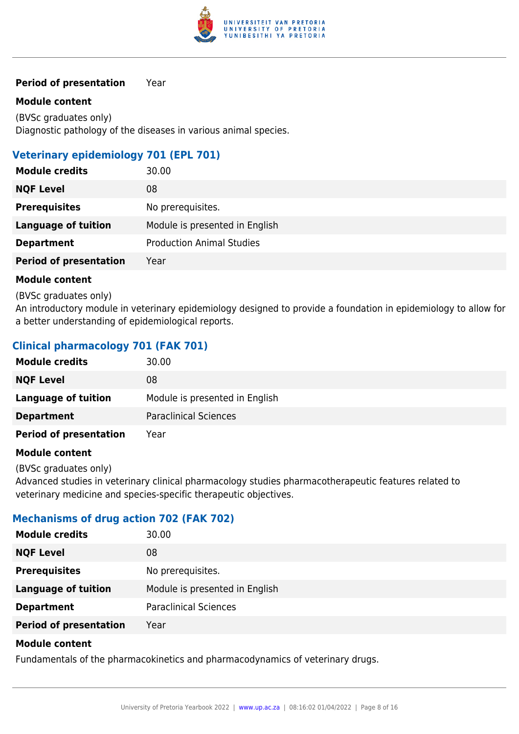| | |
|---|---|
| **Period of presentation** | Year |

**Module content**

(BVSc graduates only)
Diagnostic pathology of the diseases in various animal species.

### Veterinary epidemiology 701 (EPL 701)

| | |
|---|---|
| **Module credits** | 30.00 |
| **NQF Level** | 08 |
| **Prerequisites** | No prerequisites. |
| **Language of tuition** | Module is presented in English |
| **Department** | Production Animal Studies |
| **Period of presentation** | Year |

**Module content**

(BVSc graduates only)
An introductory module in veterinary epidemiology designed to provide a foundation in epidemiology to allow for a better understanding of epidemiological reports.

### Clinical pharmacology 701 (FAK 701)

| | |
|---|---|
| **Module credits** | 30.00 |
| **NQF Level** | 08 |
| **Language of tuition** | Module is presented in English |
| **Department** | Paraclinical Sciences |
| **Period of presentation** | Year |

**Module content**

(BVSc graduates only)
Advanced studies in veterinary clinical pharmacology studies pharmacotherapeutic features related to veterinary medicine and species-specific therapeutic objectives.

### Mechanisms of drug action 702 (FAK 702)

| | |
|---|---|
| **Module credits** | 30.00 |
| **NQF Level** | 08 |
| **Prerequisites** | No prerequisites. |
| **Language of tuition** | Module is presented in English |
| **Department** | Paraclinical Sciences |
| **Period of presentation** | Year |

**Module content**

Fundamentals of the pharmacokinetics and pharmacodynamics of veterinary drugs.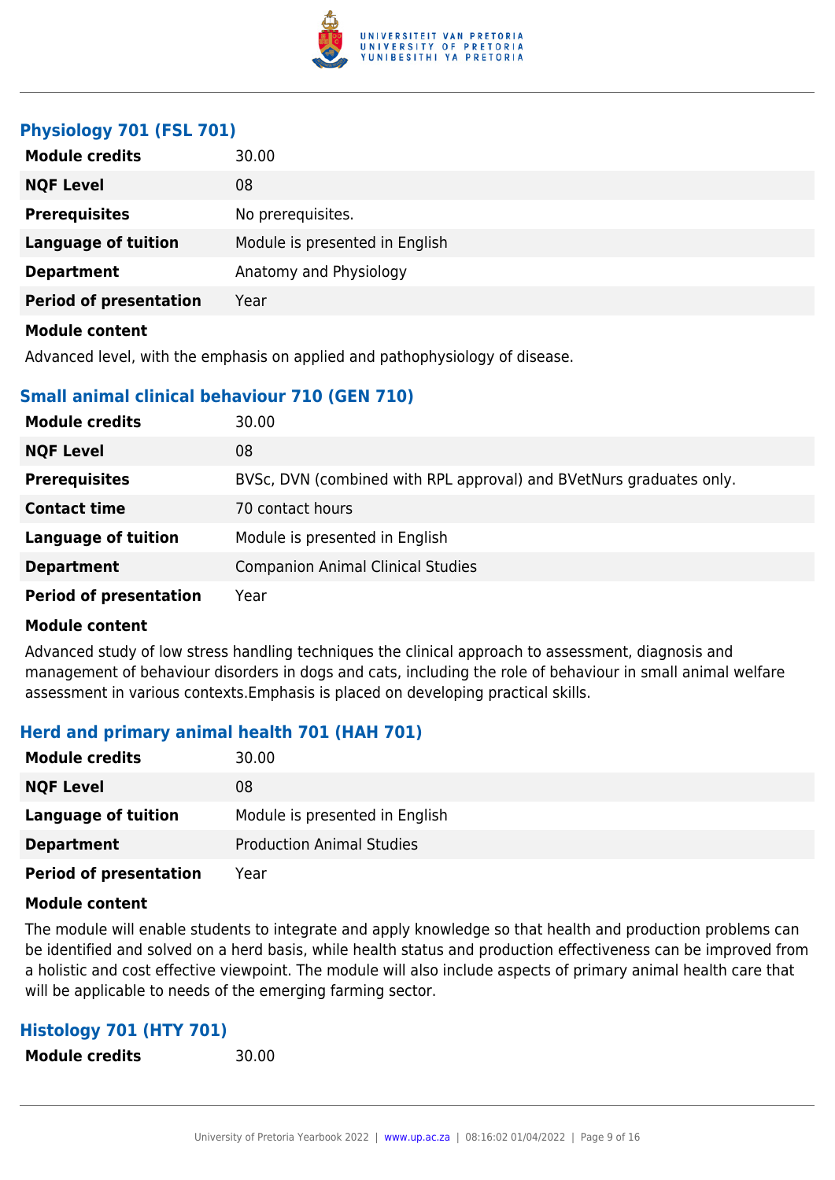### Physiology 701 (FSL 701)

| | |
|---|---|
| **Module credits** | 30.00 |
| **NQF Level** | 08 |
| **Prerequisites** | No prerequisites. |
| **Language of tuition** | Module is presented in English |
| **Department** | Anatomy and Physiology |
| **Period of presentation** | Year |

**Module content**

Advanced level, with the emphasis on applied and pathophysiology of disease.

### Small animal clinical behaviour 710 (GEN 710)

| | |
|---|---|
| **Module credits** | 30.00 |
| **NQF Level** | 08 |
| **Prerequisites** | BVSc, DVN (combined with RPL approval) and BVetNurs graduates only. |
| **Contact time** | 70 contact hours |
| **Language of tuition** | Module is presented in English |
| **Department** | Companion Animal Clinical Studies |
| **Period of presentation** | Year |

**Module content**

Advanced study of low stress handling techniques the clinical approach to assessment, diagnosis and management of behaviour disorders in dogs and cats, including the role of behaviour in small animal welfare assessment in various contexts.Emphasis is placed on developing practical skills.

### Herd and primary animal health 701 (HAH 701)

| | |
|---|---|
| **Module credits** | 30.00 |
| **NQF Level** | 08 |
| **Language of tuition** | Module is presented in English |
| **Department** | Production Animal Studies |
| **Period of presentation** | Year |

**Module content**

The module will enable students to integrate and apply knowledge so that health and production problems can be identified and solved on a herd basis, while health status and production effectiveness can be improved from a holistic and cost effective viewpoint. The module will also include aspects of primary animal health care that will be applicable to needs of the emerging farming sector.

### Histology 701 (HTY 701)

| | |
|---|---|
| **Module credits** | 30.00 |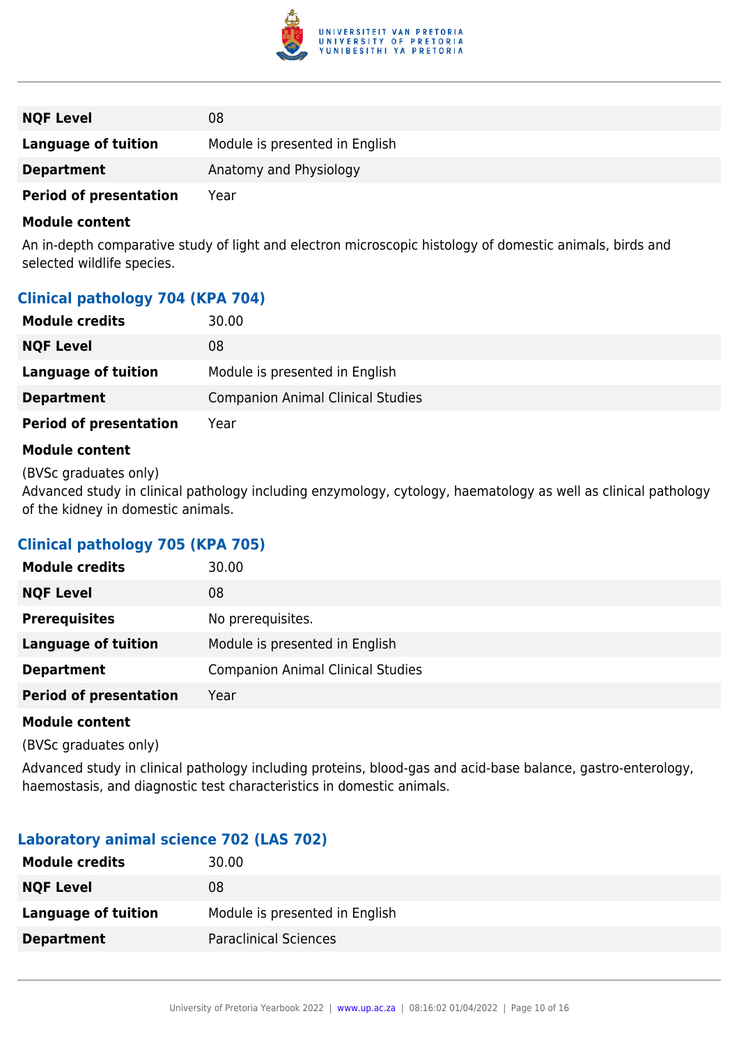| | |
|---|---|
| **NQF Level** | 08 |
| **Language of tuition** | Module is presented in English |
| **Department** | Anatomy and Physiology |
| **Period of presentation** | Year |

**Module content**

An in-depth comparative study of light and electron microscopic histology of domestic animals, birds and selected wildlife species.

### Clinical pathology 704 (KPA 704)

| | |
|---|---|
| **Module credits** | 30.00 |
| **NQF Level** | 08 |
| **Language of tuition** | Module is presented in English |
| **Department** | Companion Animal Clinical Studies |
| **Period of presentation** | Year |

**Module content**

(BVSc graduates only)
Advanced study in clinical pathology including enzymology, cytology, haematology as well as clinical pathology of the kidney in domestic animals.

### Clinical pathology 705 (KPA 705)

| | |
|---|---|
| **Module credits** | 30.00 |
| **NQF Level** | 08 |
| **Prerequisites** | No prerequisites. |
| **Language of tuition** | Module is presented in English |
| **Department** | Companion Animal Clinical Studies |
| **Period of presentation** | Year |

**Module content**

(BVSc graduates only)

Advanced study in clinical pathology including proteins, blood-gas and acid-base balance, gastro-enterology, haemostasis, and diagnostic test characteristics in domestic animals.

### Laboratory animal science 702 (LAS 702)

| | |
|---|---|
| **Module credits** | 30.00 |
| **NQF Level** | 08 |
| **Language of tuition** | Module is presented in English |
| **Department** | Paraclinical Sciences |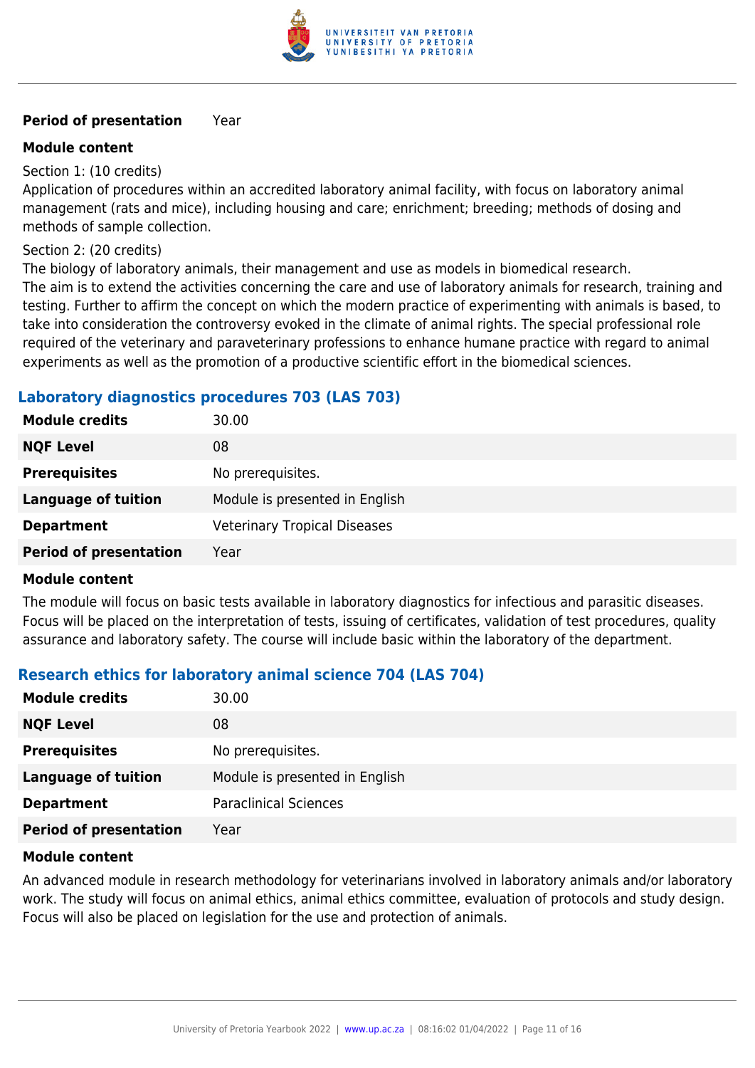| | |
|---|---|
| **Period of presentation** | Year |

**Module content**

Section 1: (10 credits)
Application of procedures within an accredited laboratory animal facility, with focus on laboratory animal management (rats and mice), including housing and care; enrichment; breeding; methods of dosing and methods of sample collection.

Section 2: (20 credits)
The biology of laboratory animals, their management and use as models in biomedical research.
The aim is to extend the activities concerning the care and use of laboratory animals for research, training and testing. Further to affirm the concept on which the modern practice of experimenting with animals is based, to take into consideration the controversy evoked in the climate of animal rights. The special professional role required of the veterinary and paraveterinary professions to enhance humane practice with regard to animal experiments as well as the promotion of a productive scientific effort in the biomedical sciences.

### Laboratory diagnostics procedures 703 (LAS 703)

| | |
|---|---|
| **Module credits** | 30.00 |
| **NQF Level** | 08 |
| **Prerequisites** | No prerequisites. |
| **Language of tuition** | Module is presented in English |
| **Department** | Veterinary Tropical Diseases |
| **Period of presentation** | Year |

**Module content**

The module will focus on basic tests available in laboratory diagnostics for infectious and parasitic diseases. Focus will be placed on the interpretation of tests, issuing of certificates, validation of test procedures, quality assurance and laboratory safety. The course will include basic within the laboratory of the department.

### Research ethics for laboratory animal science 704 (LAS 704)

| | |
|---|---|
| **Module credits** | 30.00 |
| **NQF Level** | 08 |
| **Prerequisites** | No prerequisites. |
| **Language of tuition** | Module is presented in English |
| **Department** | Paraclinical Sciences |
| **Period of presentation** | Year |

**Module content**

An advanced module in research methodology for veterinarians involved in laboratory animals and/or laboratory work. The study will focus on animal ethics, animal ethics committee, evaluation of protocols and study design. Focus will also be placed on legislation for the use and protection of animals.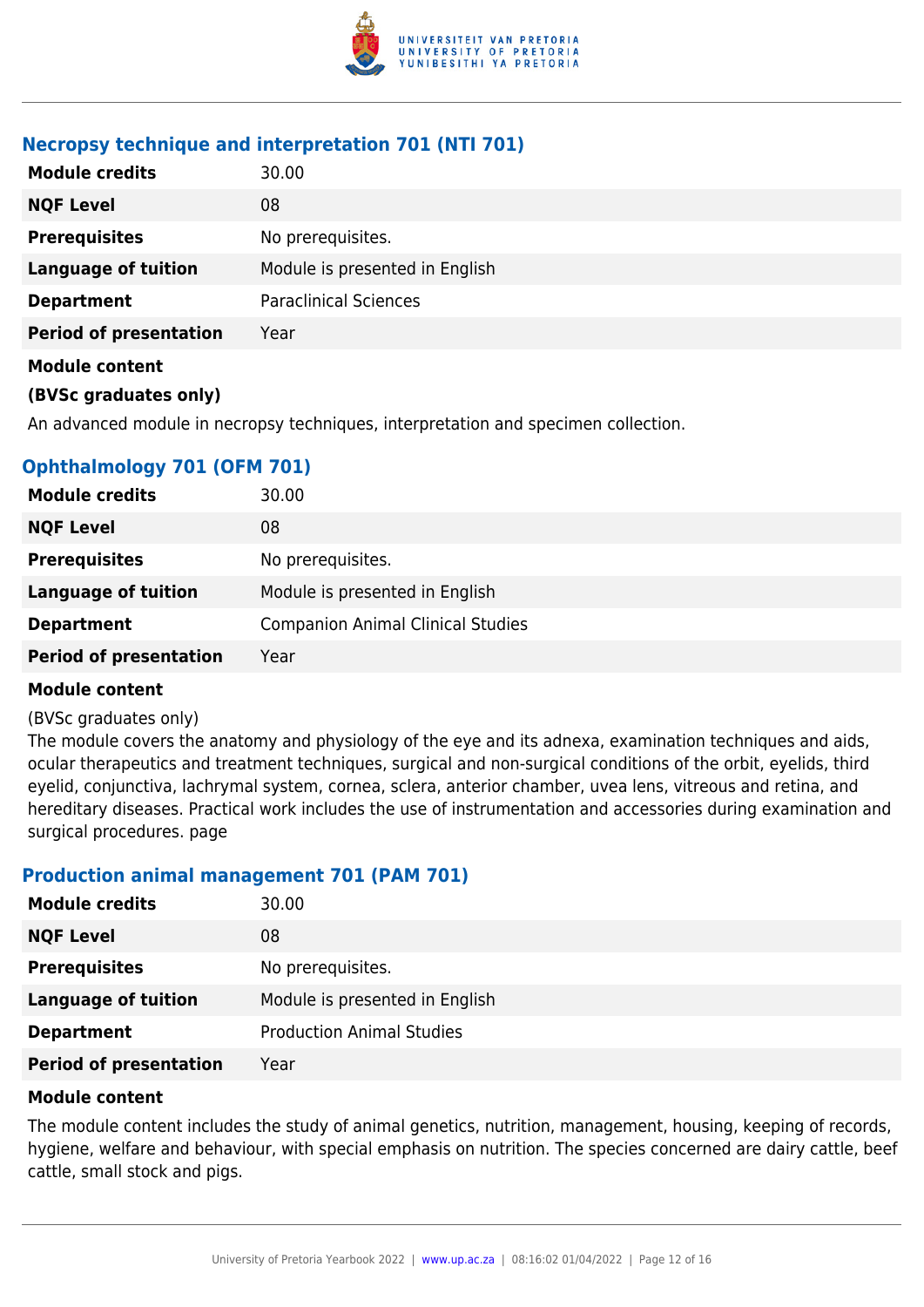### Necropsy technique and interpretation 701 (NTI 701)

| | |
|---|---|
| **Module credits** | 30.00 |
| **NQF Level** | 08 |
| **Prerequisites** | No prerequisites. |
| **Language of tuition** | Module is presented in English |
| **Department** | Paraclinical Sciences |
| **Period of presentation** | Year |

**Module content**

**(BVSc graduates only)**

An advanced module in necropsy techniques, interpretation and specimen collection.

### Ophthalmology 701 (OFM 701)

| | |
|---|---|
| **Module credits** | 30.00 |
| **NQF Level** | 08 |
| **Prerequisites** | No prerequisites. |
| **Language of tuition** | Module is presented in English |
| **Department** | Companion Animal Clinical Studies |
| **Period of presentation** | Year |

**Module content**

(BVSc graduates only)
The module covers the anatomy and physiology of the eye and its adnexa, examination techniques and aids, ocular therapeutics and treatment techniques, surgical and non-surgical conditions of the orbit, eyelids, third eyelid, conjunctiva, lachrymal system, cornea, sclera, anterior chamber, uvea lens, vitreous and retina, and hereditary diseases. Practical work includes the use of instrumentation and accessories during examination and surgical procedures. page

### Production animal management 701 (PAM 701)

| | |
|---|---|
| **Module credits** | 30.00 |
| **NQF Level** | 08 |
| **Prerequisites** | No prerequisites. |
| **Language of tuition** | Module is presented in English |
| **Department** | Production Animal Studies |
| **Period of presentation** | Year |

**Module content**

The module content includes the study of animal genetics, nutrition, management, housing, keeping of records, hygiene, welfare and behaviour, with special emphasis on nutrition. The species concerned are dairy cattle, beef cattle, small stock and pigs.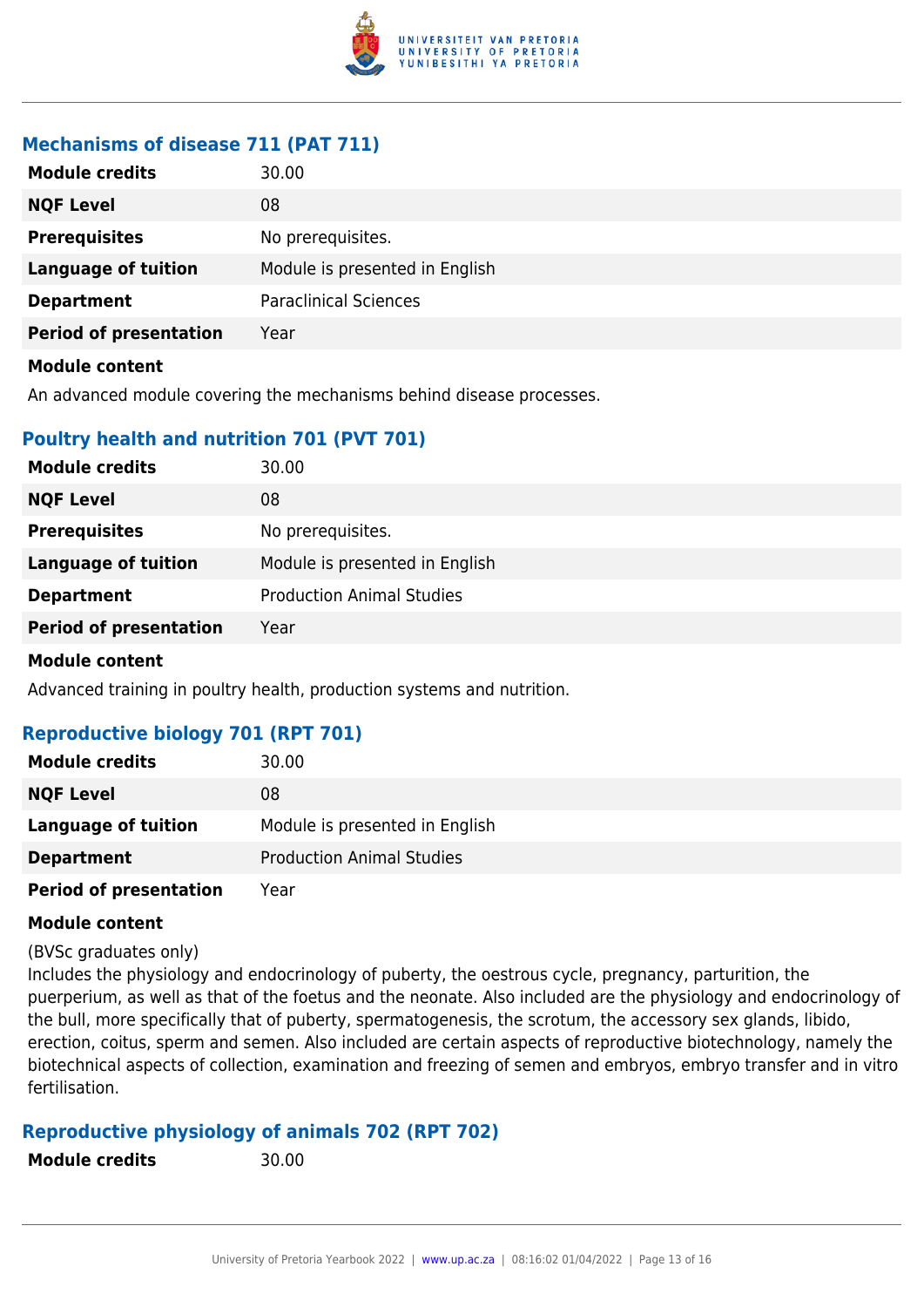### Mechanisms of disease 711 (PAT 711)

| | |
|---|---|
| **Module credits** | 30.00 |
| **NQF Level** | 08 |
| **Prerequisites** | No prerequisites. |
| **Language of tuition** | Module is presented in English |
| **Department** | Paraclinical Sciences |
| **Period of presentation** | Year |

**Module content**

An advanced module covering the mechanisms behind disease processes.

### Poultry health and nutrition 701 (PVT 701)

| | |
|---|---|
| **Module credits** | 30.00 |
| **NQF Level** | 08 |
| **Prerequisites** | No prerequisites. |
| **Language of tuition** | Module is presented in English |
| **Department** | Production Animal Studies |
| **Period of presentation** | Year |

**Module content**

Advanced training in poultry health, production systems and nutrition.

### Reproductive biology 701 (RPT 701)

| | |
|---|---|
| **Module credits** | 30.00 |
| **NQF Level** | 08 |
| **Language of tuition** | Module is presented in English |
| **Department** | Production Animal Studies |
| **Period of presentation** | Year |

**Module content**

(BVSc graduates only)
Includes the physiology and endocrinology of puberty, the oestrous cycle, pregnancy, parturition, the puerperium, as well as that of the foetus and the neonate. Also included are the physiology and endocrinology of the bull, more specifically that of puberty, spermatogenesis, the scrotum, the accessory sex glands, libido, erection, coitus, sperm and semen. Also included are certain aspects of reproductive biotechnology, namely the biotechnical aspects of collection, examination and freezing of semen and embryos, embryo transfer and in vitro fertilisation.

### Reproductive physiology of animals 702 (RPT 702)

| | |
|---|---|
| **Module credits** | 30.00 |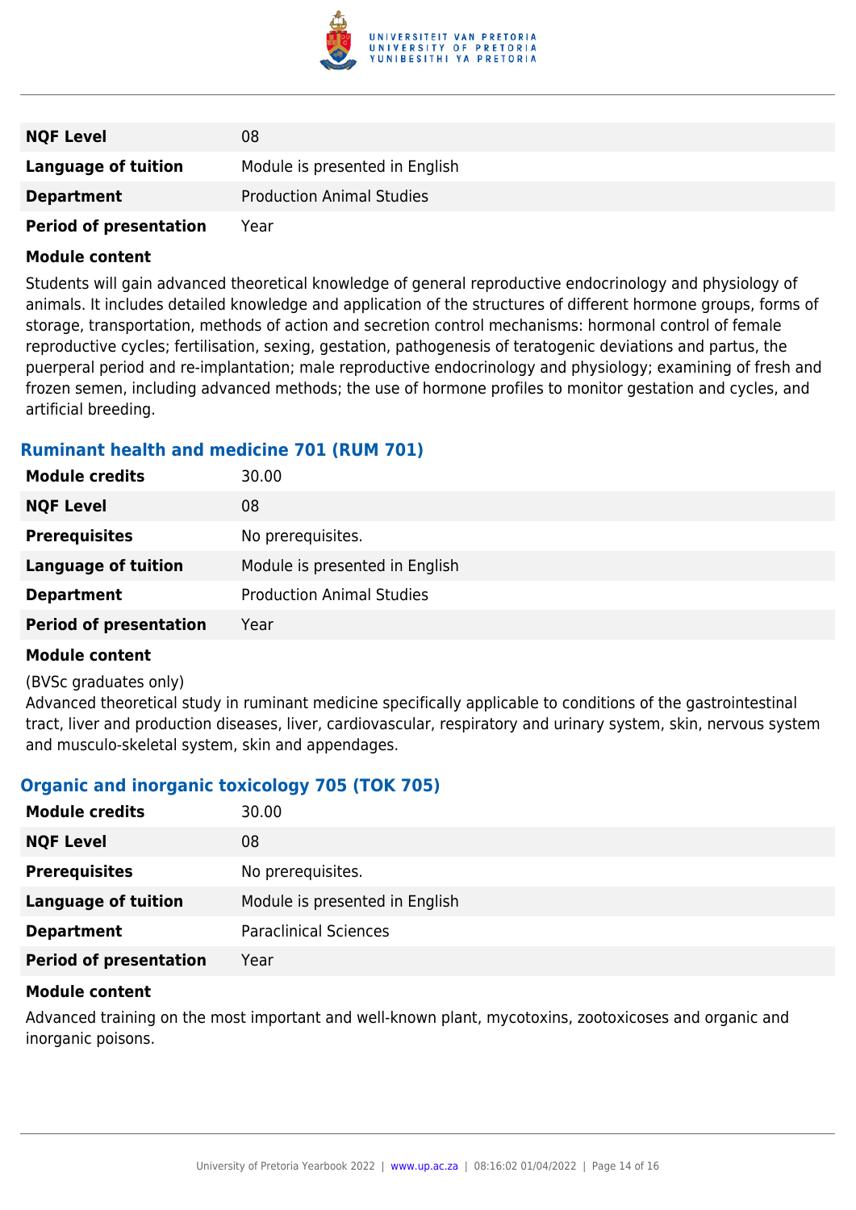| | |
|---|---|
| **NQF Level** | 08 |
| **Language of tuition** | Module is presented in English |
| **Department** | Production Animal Studies |
| **Period of presentation** | Year |

**Module content**

Students will gain advanced theoretical knowledge of general reproductive endocrinology and physiology of animals. It includes detailed knowledge and application of the structures of different hormone groups, forms of storage, transportation, methods of action and secretion control mechanisms: hormonal control of female reproductive cycles; fertilisation, sexing, gestation, pathogenesis of teratogenic deviations and partus, the puerperal period and re-implantation; male reproductive endocrinology and physiology; examining of fresh and frozen semen, including advanced methods; the use of hormone profiles to monitor gestation and cycles, and artificial breeding.

### Ruminant health and medicine 701 (RUM 701)

| | |
|---|---|
| **Module credits** | 30.00 |
| **NQF Level** | 08 |
| **Prerequisites** | No prerequisites. |
| **Language of tuition** | Module is presented in English |
| **Department** | Production Animal Studies |
| **Period of presentation** | Year |

**Module content**

(BVSc graduates only)
Advanced theoretical study in ruminant medicine specifically applicable to conditions of the gastrointestinal tract, liver and production diseases, liver, cardiovascular, respiratory and urinary system, skin, nervous system and musculo-skeletal system, skin and appendages.

### Organic and inorganic toxicology 705 (TOK 705)

| | |
|---|---|
| **Module credits** | 30.00 |
| **NQF Level** | 08 |
| **Prerequisites** | No prerequisites. |
| **Language of tuition** | Module is presented in English |
| **Department** | Paraclinical Sciences |
| **Period of presentation** | Year |

**Module content**

Advanced training on the most important and well-known plant, mycotoxins, zootoxicoses and organic and inorganic poisons.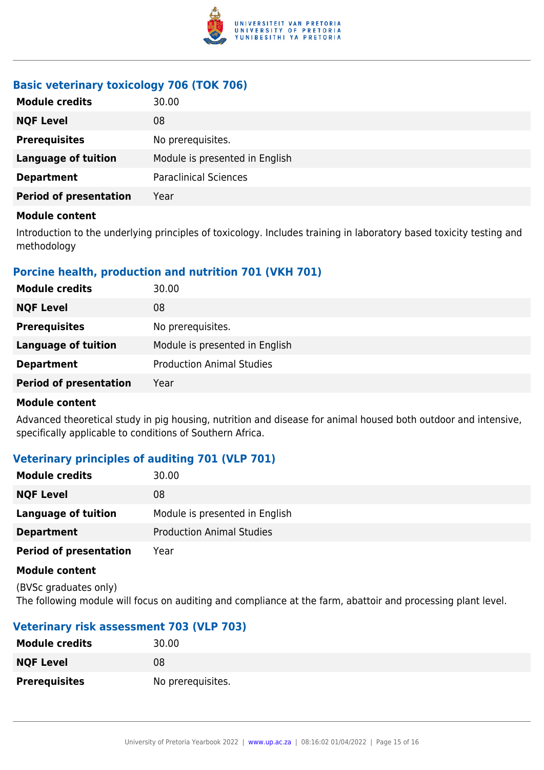### Basic veterinary toxicology 706 (TOK 706)

| | |
|---|---|
| **Module credits** | 30.00 |
| **NQF Level** | 08 |
| **Prerequisites** | No prerequisites. |
| **Language of tuition** | Module is presented in English |
| **Department** | Paraclinical Sciences |
| **Period of presentation** | Year |

**Module content**

Introduction to the underlying principles of toxicology. Includes training in laboratory based toxicity testing and methodology

### Porcine health, production and nutrition 701 (VKH 701)

| | |
|---|---|
| **Module credits** | 30.00 |
| **NQF Level** | 08 |
| **Prerequisites** | No prerequisites. |
| **Language of tuition** | Module is presented in English |
| **Department** | Production Animal Studies |
| **Period of presentation** | Year |

**Module content**

Advanced theoretical study in pig housing, nutrition and disease for animal housed both outdoor and intensive, specifically applicable to conditions of Southern Africa.

### Veterinary principles of auditing 701 (VLP 701)

| | |
|---|---|
| **Module credits** | 30.00 |
| **NQF Level** | 08 |
| **Language of tuition** | Module is presented in English |
| **Department** | Production Animal Studies |
| **Period of presentation** | Year |

**Module content**

(BVSc graduates only)
The following module will focus on auditing and compliance at the farm, abattoir and processing plant level.

### Veterinary risk assessment 703 (VLP 703)

| | |
|---|---|
| **Module credits** | 30.00 |
| **NQF Level** | 08 |
| **Prerequisites** | No prerequisites. |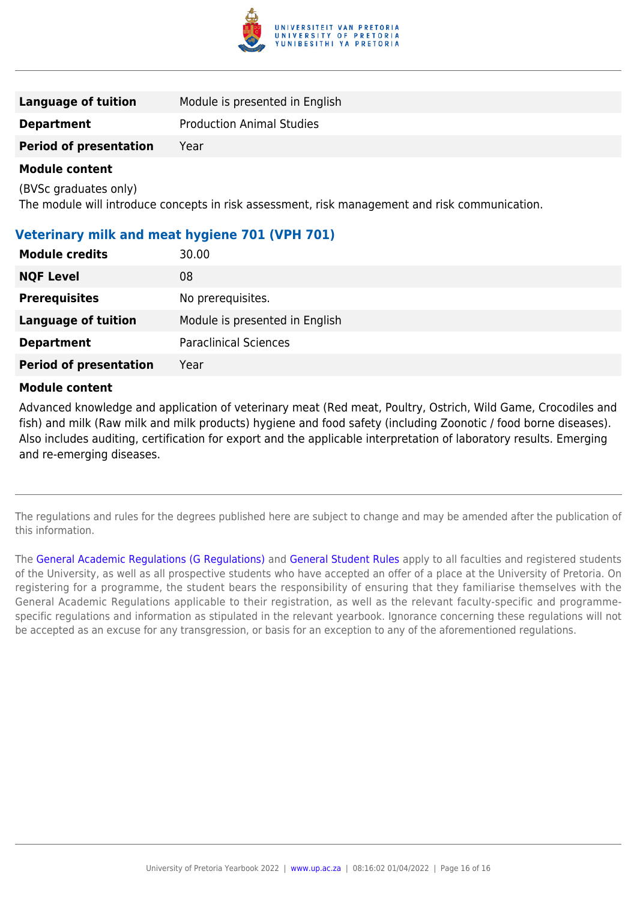| | |
|---|---|
| **Language of tuition** | Module is presented in English |
| **Department** | Production Animal Studies |
| **Period of presentation** | Year |

**Module content**

(BVSc graduates only)
The module will introduce concepts in risk assessment, risk management and risk communication.

### Veterinary milk and meat hygiene 701 (VPH 701)

| | |
|---|---|
| **Module credits** | 30.00 |
| **NQF Level** | 08 |
| **Prerequisites** | No prerequisites. |
| **Language of tuition** | Module is presented in English |
| **Department** | Paraclinical Sciences |
| **Period of presentation** | Year |

**Module content**

Advanced knowledge and application of veterinary meat (Red meat, Poultry, Ostrich, Wild Game, Crocodiles and fish) and milk (Raw milk and milk products) hygiene and food safety (including Zoonotic / food borne diseases). Also includes auditing, certification for export and the applicable interpretation of laboratory results. Emerging and re-emerging diseases.

The regulations and rules for the degrees published here are subject to change and may be amended after the publication of this information.

The General Academic Regulations (G Regulations) and General Student Rules apply to all faculties and registered students of the University, as well as all prospective students who have accepted an offer of a place at the University of Pretoria. On registering for a programme, the student bears the responsibility of ensuring that they familiarise themselves with the General Academic Regulations applicable to their registration, as well as the relevant faculty-specific and programme-specific regulations and information as stipulated in the relevant yearbook. Ignorance concerning these regulations will not be accepted as an excuse for any transgression, or basis for an exception to any of the aforementioned regulations.